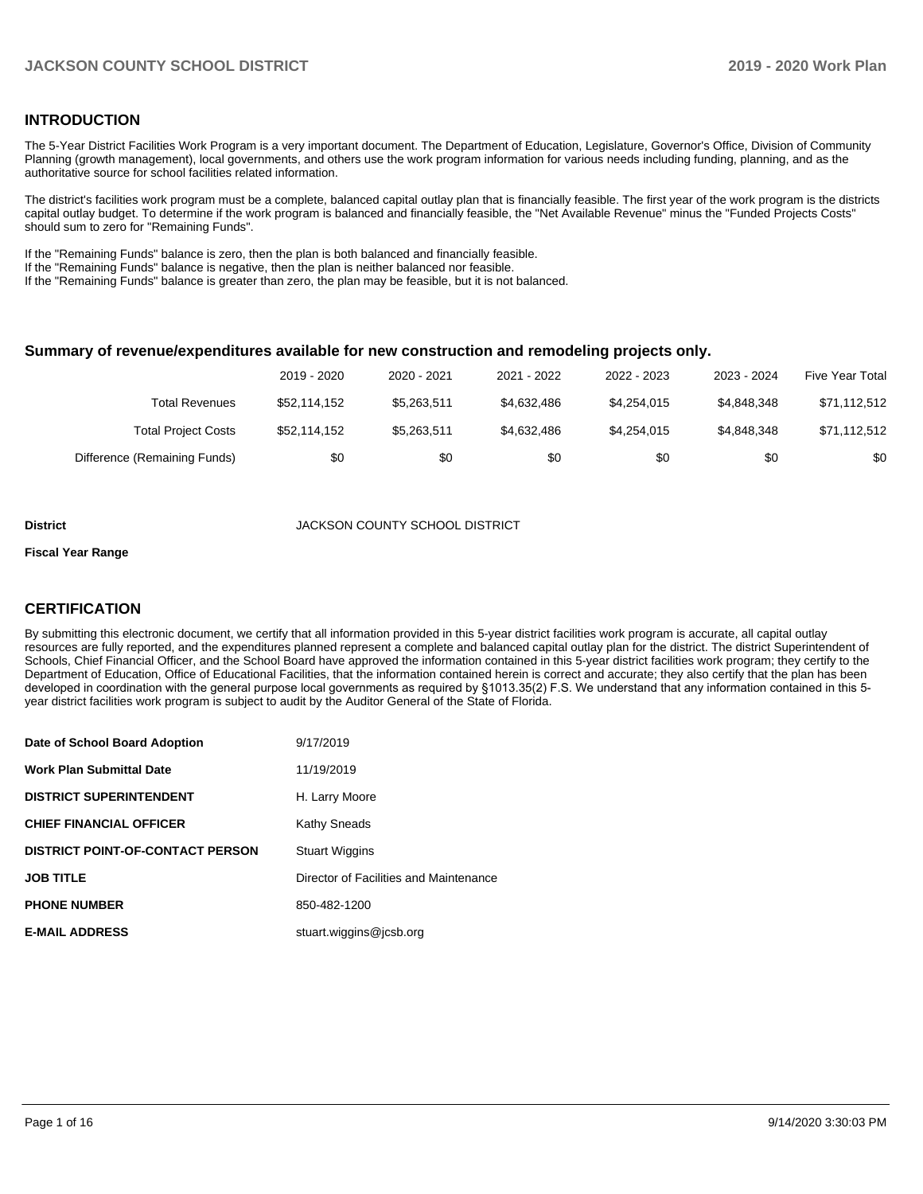## INTRODUCTION

The 5-Year District Facilities Work Program is a very important document. The Department of Education, Legislature, Governor's Office, Division of Community Planning (growth management), local governments, and others use the work program information for various needs including funding, planning, and as the authoritative source for school facilities related information.

The district's facilities work program must be a complete, balanced capital outlay plan that is financially feasible. The first year of the work program is the districts capital outlay budget. To determine if the work program is balanced and financially feasible, the "Net Available Revenue" minus the "Funded Projects Costs" should sum to zero for "Remaining Funds".

If the "Remaining Funds" balance is zero, then the plan is both balanced and financially feasible.
If the "Remaining Funds" balance is negative, then the plan is neither balanced nor feasible.
If the "Remaining Funds" balance is greater than zero, the plan may be feasible, but it is not balanced.

### Summary of revenue/expenditures available for new construction and remodeling projects only.

| | 2019 - 2020 | 2020 - 2021 | 2021 - 2022 | 2022 - 2023 | 2023 - 2024 | Five Year Total |
|---|---|---|---|---|---|---|
| Total Revenues | $52,114,152 | $5,263,511 | $4,632,486 | $4,254,015 | $4,848,348 | $71,112,512 |
| Total Project Costs | $52,114,152 | $5,263,511 | $4,632,486 | $4,254,015 | $4,848,348 | $71,112,512 |
| Difference (Remaining Funds) | $0 | $0 | $0 | $0 | $0 | $0 |

**District** JACKSON COUNTY SCHOOL DISTRICT

**Fiscal Year Range**

## CERTIFICATION

By submitting this electronic document, we certify that all information provided in this 5-year district facilities work program is accurate, all capital outlay resources are fully reported, and the expenditures planned represent a complete and balanced capital outlay plan for the district. The district Superintendent of Schools, Chief Financial Officer, and the School Board have approved the information contained in this 5-year district facilities work program; they certify to the Department of Education, Office of Educational Facilities, that the information contained herein is correct and accurate; they also certify that the plan has been developed in coordination with the general purpose local governments as required by §1013.35(2) F.S. We understand that any information contained in this 5-year district facilities work program is subject to audit by the Auditor General of the State of Florida.

| | |
|---|---|
| **Date of School Board Adoption** | 9/17/2019 |
| **Work Plan Submittal Date** | 11/19/2019 |
| **DISTRICT SUPERINTENDENT** | H. Larry Moore |
| **CHIEF FINANCIAL OFFICER** | Kathy Sneads |
| **DISTRICT POINT-OF-CONTACT PERSON** | Stuart Wiggins |
| **JOB TITLE** | Director of Facilities and Maintenance |
| **PHONE NUMBER** | 850-482-1200 |
| **E-MAIL ADDRESS** | stuart.wiggins@jcsb.org |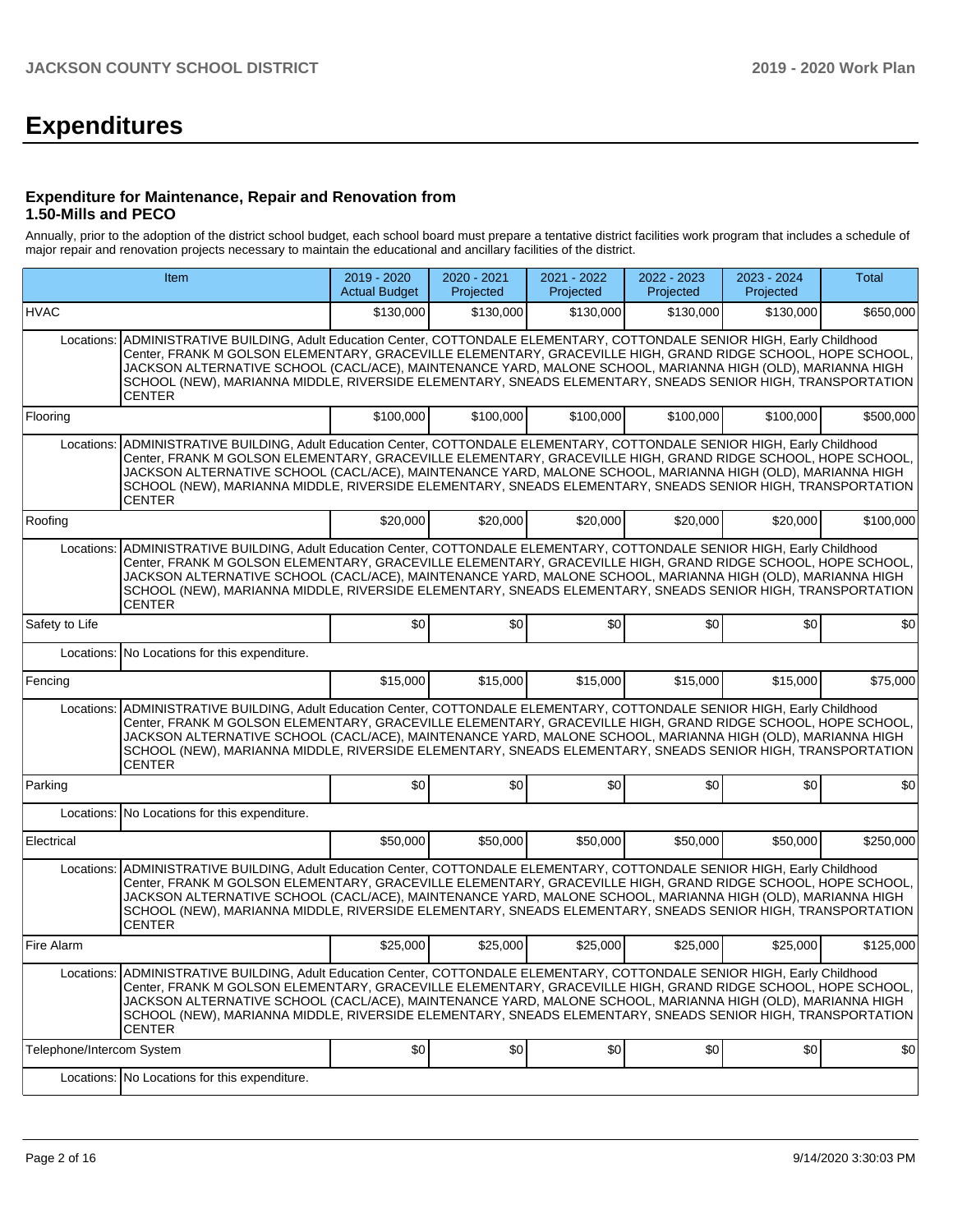# Expenditures

### Expenditure for Maintenance, Repair and Renovation from 1.50-Mills and PECO

Annually, prior to the adoption of the district school budget, each school board must prepare a tentative district facilities work program that includes a schedule of major repair and renovation projects necessary to maintain the educational and ancillary facilities of the district.

| Item | | 2019 - 2020 Actual Budget | 2020 - 2021 Projected | 2021 - 2022 Projected | 2022 - 2023 Projected | 2023 - 2024 Projected | Total |
|---|---|---|---|---|---|---|---|
| HVAC | | $130,000 | $130,000 | $130,000 | $130,000 | $130,000 | $650,000 |
| Locations: | ADMINISTRATIVE BUILDING, Adult Education Center, COTTONDALE ELEMENTARY, COTTONDALE SENIOR HIGH, Early Childhood Center, FRANK M GOLSON ELEMENTARY, GRACEVILLE ELEMENTARY, GRACEVILLE HIGH, GRAND RIDGE SCHOOL, HOPE SCHOOL, JACKSON ALTERNATIVE SCHOOL (CACL/ACE), MAINTENANCE YARD, MALONE SCHOOL, MARIANNA HIGH (OLD), MARIANNA HIGH SCHOOL (NEW), MARIANNA MIDDLE, RIVERSIDE ELEMENTARY, SNEADS ELEMENTARY, SNEADS SENIOR HIGH, TRANSPORTATION CENTER | | | | | | |
| Flooring | | $100,000 | $100,000 | $100,000 | $100,000 | $100,000 | $500,000 |
| Locations: | ADMINISTRATIVE BUILDING, Adult Education Center, COTTONDALE ELEMENTARY, COTTONDALE SENIOR HIGH, Early Childhood Center, FRANK M GOLSON ELEMENTARY, GRACEVILLE ELEMENTARY, GRACEVILLE HIGH, GRAND RIDGE SCHOOL, HOPE SCHOOL, JACKSON ALTERNATIVE SCHOOL (CACL/ACE), MAINTENANCE YARD, MALONE SCHOOL, MARIANNA HIGH (OLD), MARIANNA HIGH SCHOOL (NEW), MARIANNA MIDDLE, RIVERSIDE ELEMENTARY, SNEADS ELEMENTARY, SNEADS SENIOR HIGH, TRANSPORTATION CENTER | | | | | | |
| Roofing | | $20,000 | $20,000 | $20,000 | $20,000 | $20,000 | $100,000 |
| Locations: | ADMINISTRATIVE BUILDING, Adult Education Center, COTTONDALE ELEMENTARY, COTTONDALE SENIOR HIGH, Early Childhood Center, FRANK M GOLSON ELEMENTARY, GRACEVILLE ELEMENTARY, GRACEVILLE HIGH, GRAND RIDGE SCHOOL, HOPE SCHOOL, JACKSON ALTERNATIVE SCHOOL (CACL/ACE), MAINTENANCE YARD, MALONE SCHOOL, MARIANNA HIGH (OLD), MARIANNA HIGH SCHOOL (NEW), MARIANNA MIDDLE, RIVERSIDE ELEMENTARY, SNEADS ELEMENTARY, SNEADS SENIOR HIGH, TRANSPORTATION CENTER | | | | | | |
| Safety to Life | | $0 | $0 | $0 | $0 | $0 | $0 |
| Locations: | No Locations for this expenditure. | | | | | | |
| Fencing | | $15,000 | $15,000 | $15,000 | $15,000 | $15,000 | $75,000 |
| Locations: | ADMINISTRATIVE BUILDING, Adult Education Center, COTTONDALE ELEMENTARY, COTTONDALE SENIOR HIGH, Early Childhood Center, FRANK M GOLSON ELEMENTARY, GRACEVILLE ELEMENTARY, GRACEVILLE HIGH, GRAND RIDGE SCHOOL, HOPE SCHOOL, JACKSON ALTERNATIVE SCHOOL (CACL/ACE), MAINTENANCE YARD, MALONE SCHOOL, MARIANNA HIGH (OLD), MARIANNA HIGH SCHOOL (NEW), MARIANNA MIDDLE, RIVERSIDE ELEMENTARY, SNEADS ELEMENTARY, SNEADS SENIOR HIGH, TRANSPORTATION CENTER | | | | | | |
| Parking | | $0 | $0 | $0 | $0 | $0 | $0 |
| Locations: | No Locations for this expenditure. | | | | | | |
| Electrical | | $50,000 | $50,000 | $50,000 | $50,000 | $50,000 | $250,000 |
| Locations: | ADMINISTRATIVE BUILDING, Adult Education Center, COTTONDALE ELEMENTARY, COTTONDALE SENIOR HIGH, Early Childhood Center, FRANK M GOLSON ELEMENTARY, GRACEVILLE ELEMENTARY, GRACEVILLE HIGH, GRAND RIDGE SCHOOL, HOPE SCHOOL, JACKSON ALTERNATIVE SCHOOL (CACL/ACE), MAINTENANCE YARD, MALONE SCHOOL, MARIANNA HIGH (OLD), MARIANNA HIGH SCHOOL (NEW), MARIANNA MIDDLE, RIVERSIDE ELEMENTARY, SNEADS ELEMENTARY, SNEADS SENIOR HIGH, TRANSPORTATION CENTER | | | | | | |
| Fire Alarm | | $25,000 | $25,000 | $25,000 | $25,000 | $25,000 | $125,000 |
| Locations: | ADMINISTRATIVE BUILDING, Adult Education Center, COTTONDALE ELEMENTARY, COTTONDALE SENIOR HIGH, Early Childhood Center, FRANK M GOLSON ELEMENTARY, GRACEVILLE ELEMENTARY, GRACEVILLE HIGH, GRAND RIDGE SCHOOL, HOPE SCHOOL, JACKSON ALTERNATIVE SCHOOL (CACL/ACE), MAINTENANCE YARD, MALONE SCHOOL, MARIANNA HIGH (OLD), MARIANNA HIGH SCHOOL (NEW), MARIANNA MIDDLE, RIVERSIDE ELEMENTARY, SNEADS ELEMENTARY, SNEADS SENIOR HIGH, TRANSPORTATION CENTER | | | | | | |
| Telephone/Intercom System | | $0 | $0 | $0 | $0 | $0 | $0 |
| Locations: | No Locations for this expenditure. | | | | | | |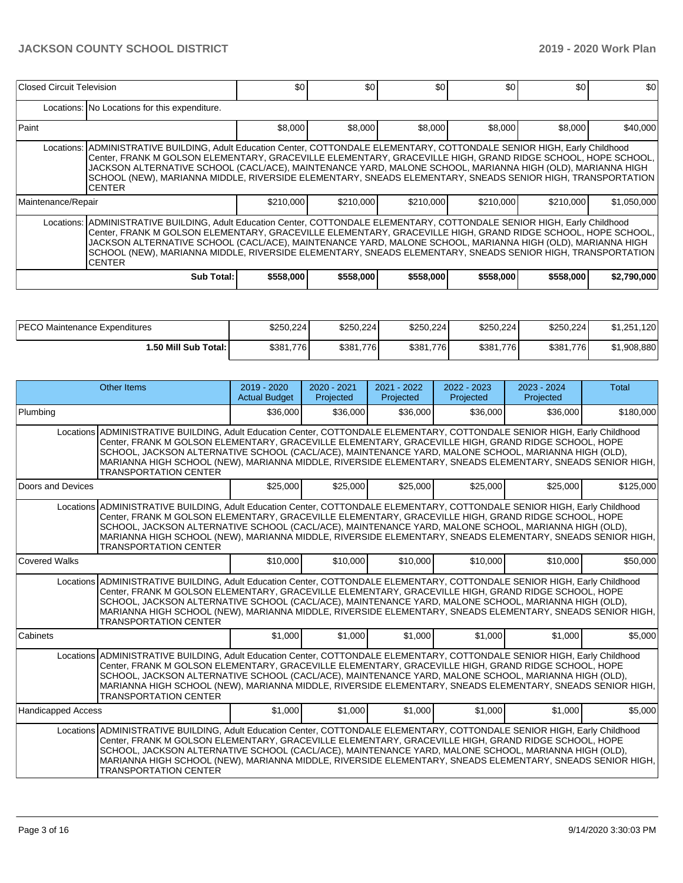| Closed Circuit Television | | $0 | $0 | $0 | $0 | $0 | $0 |
|---|---|---|---|---|---|---|---|
| | Locations: | No Locations for this expenditure. | | | | | |
| Paint | | $8,000 | $8,000 | $8,000 | $8,000 | $8,000 | $40,000 |
| | Locations: | ADMINISTRATIVE BUILDING, Adult Education Center, COTTONDALE ELEMENTARY, COTTONDALE SENIOR HIGH, Early Childhood Center, FRANK M GOLSON ELEMENTARY, GRACEVILLE ELEMENTARY, GRACEVILLE HIGH, GRAND RIDGE SCHOOL, HOPE SCHOOL, JACKSON ALTERNATIVE SCHOOL (CACL/ACE), MAINTENANCE YARD, MALONE SCHOOL, MARIANNA HIGH (OLD), MARIANNA HIGH SCHOOL (NEW), MARIANNA MIDDLE, RIVERSIDE ELEMENTARY, SNEADS ELEMENTARY, SNEADS SENIOR HIGH, TRANSPORTATION CENTER | | | | | |
| Maintenance/Repair | | $210,000 | $210,000 | $210,000 | $210,000 | $210,000 | $1,050,000 |
| | Locations: | ADMINISTRATIVE BUILDING, Adult Education Center, COTTONDALE ELEMENTARY, COTTONDALE SENIOR HIGH, Early Childhood Center, FRANK M GOLSON ELEMENTARY, GRACEVILLE ELEMENTARY, GRACEVILLE HIGH, GRAND RIDGE SCHOOL, HOPE SCHOOL, JACKSON ALTERNATIVE SCHOOL (CACL/ACE), MAINTENANCE YARD, MALONE SCHOOL, MARIANNA HIGH (OLD), MARIANNA HIGH SCHOOL (NEW), MARIANNA MIDDLE, RIVERSIDE ELEMENTARY, SNEADS ELEMENTARY, SNEADS SENIOR HIGH, TRANSPORTATION CENTER | | | | | |
| | Sub Total: | $558,000 | $558,000 | $558,000 | $558,000 | $558,000 | $2,790,000 |

| PECO Maintenance Expenditures | $250,224 | $250,224 | $250,224 | $250,224 | $250,224 | $1,251,120 |
|---|---|---|---|---|---|---|
| 1.50 Mill Sub Total: | $381,776 | $381,776 | $381,776 | $381,776 | $381,776 | $1,908,880 |

| Other Items | | 2019 - 2020 Actual Budget | 2020 - 2021 Projected | 2021 - 2022 Projected | 2022 - 2023 Projected | 2023 - 2024 Projected | Total |
|---|---|---|---|---|---|---|---|
| Plumbing | | $36,000 | $36,000 | $36,000 | $36,000 | $36,000 | $180,000 |
| | Locations | ADMINISTRATIVE BUILDING, Adult Education Center, COTTONDALE ELEMENTARY, COTTONDALE SENIOR HIGH, Early Childhood Center, FRANK M GOLSON ELEMENTARY, GRACEVILLE ELEMENTARY, GRACEVILLE HIGH, GRAND RIDGE SCHOOL, HOPE SCHOOL, JACKSON ALTERNATIVE SCHOOL (CACL/ACE), MAINTENANCE YARD, MALONE SCHOOL, MARIANNA HIGH (OLD), MARIANNA HIGH SCHOOL (NEW), MARIANNA MIDDLE, RIVERSIDE ELEMENTARY, SNEADS ELEMENTARY, SNEADS SENIOR HIGH, TRANSPORTATION CENTER | | | | | |
| Doors and Devices | | $25,000 | $25,000 | $25,000 | $25,000 | $25,000 | $125,000 |
| | Locations | ADMINISTRATIVE BUILDING, Adult Education Center, COTTONDALE ELEMENTARY, COTTONDALE SENIOR HIGH, Early Childhood Center, FRANK M GOLSON ELEMENTARY, GRACEVILLE ELEMENTARY, GRACEVILLE HIGH, GRAND RIDGE SCHOOL, HOPE SCHOOL, JACKSON ALTERNATIVE SCHOOL (CACL/ACE), MAINTENANCE YARD, MALONE SCHOOL, MARIANNA HIGH (OLD), MARIANNA HIGH SCHOOL (NEW), MARIANNA MIDDLE, RIVERSIDE ELEMENTARY, SNEADS ELEMENTARY, SNEADS SENIOR HIGH, TRANSPORTATION CENTER | | | | | |
| Covered Walks | | $10,000 | $10,000 | $10,000 | $10,000 | $10,000 | $50,000 |
| | Locations | ADMINISTRATIVE BUILDING, Adult Education Center, COTTONDALE ELEMENTARY, COTTONDALE SENIOR HIGH, Early Childhood Center, FRANK M GOLSON ELEMENTARY, GRACEVILLE ELEMENTARY, GRACEVILLE HIGH, GRAND RIDGE SCHOOL, HOPE SCHOOL, JACKSON ALTERNATIVE SCHOOL (CACL/ACE), MAINTENANCE YARD, MALONE SCHOOL, MARIANNA HIGH (OLD), MARIANNA HIGH SCHOOL (NEW), MARIANNA MIDDLE, RIVERSIDE ELEMENTARY, SNEADS ELEMENTARY, SNEADS SENIOR HIGH, TRANSPORTATION CENTER | | | | | |
| Cabinets | | $1,000 | $1,000 | $1,000 | $1,000 | $1,000 | $5,000 |
| | Locations | ADMINISTRATIVE BUILDING, Adult Education Center, COTTONDALE ELEMENTARY, COTTONDALE SENIOR HIGH, Early Childhood Center, FRANK M GOLSON ELEMENTARY, GRACEVILLE ELEMENTARY, GRACEVILLE HIGH, GRAND RIDGE SCHOOL, HOPE SCHOOL, JACKSON ALTERNATIVE SCHOOL (CACL/ACE), MAINTENANCE YARD, MALONE SCHOOL, MARIANNA HIGH (OLD), MARIANNA HIGH SCHOOL (NEW), MARIANNA MIDDLE, RIVERSIDE ELEMENTARY, SNEADS ELEMENTARY, SNEADS SENIOR HIGH, TRANSPORTATION CENTER | | | | | |
| Handicapped Access | | $1,000 | $1,000 | $1,000 | $1,000 | $1,000 | $5,000 |
| | Locations | ADMINISTRATIVE BUILDING, Adult Education Center, COTTONDALE ELEMENTARY, COTTONDALE SENIOR HIGH, Early Childhood Center, FRANK M GOLSON ELEMENTARY, GRACEVILLE ELEMENTARY, GRACEVILLE HIGH, GRAND RIDGE SCHOOL, HOPE SCHOOL, JACKSON ALTERNATIVE SCHOOL (CACL/ACE), MAINTENANCE YARD, MALONE SCHOOL, MARIANNA HIGH (OLD), MARIANNA HIGH SCHOOL (NEW), MARIANNA MIDDLE, RIVERSIDE ELEMENTARY, SNEADS ELEMENTARY, SNEADS SENIOR HIGH, TRANSPORTATION CENTER | | | | | |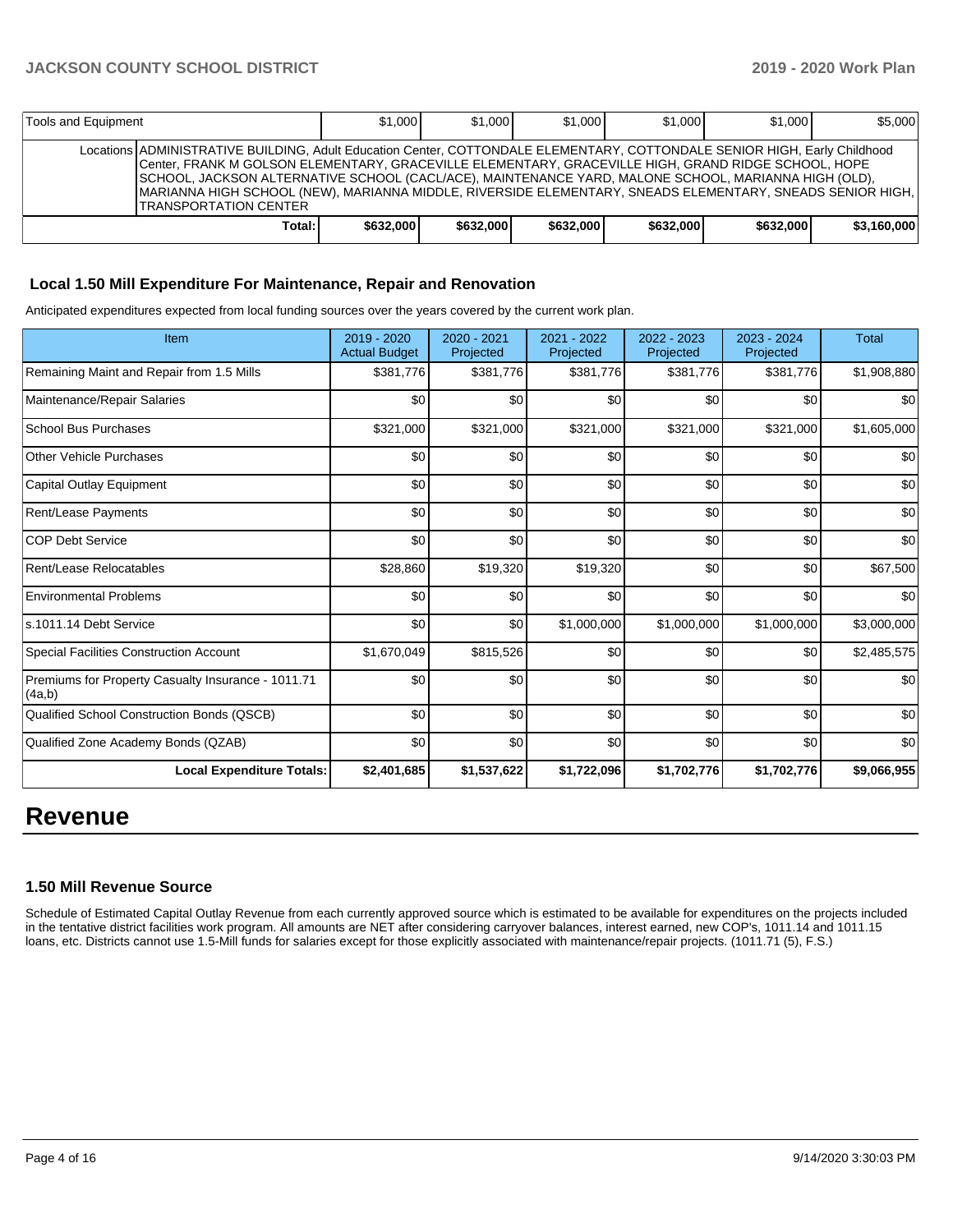| Tools and Equipment | | $1,000 | $1,000 | $1,000 | $1,000 | $1,000 | $5,000 |
|---|---|---|---|---|---|---|---|
| | Locations | ADMINISTRATIVE BUILDING, Adult Education Center, COTTONDALE ELEMENTARY, COTTONDALE SENIOR HIGH, Early Childhood Center, FRANK M GOLSON ELEMENTARY, GRACEVILLE ELEMENTARY, GRACEVILLE HIGH, GRAND RIDGE SCHOOL, HOPE SCHOOL, JACKSON ALTERNATIVE SCHOOL (CACL/ACE), MAINTENANCE YARD, MALONE SCHOOL, MARIANNA HIGH (OLD), MARIANNA HIGH SCHOOL (NEW), MARIANNA MIDDLE, RIVERSIDE ELEMENTARY, SNEADS ELEMENTARY, SNEADS SENIOR HIGH, TRANSPORTATION CENTER | | | | | |
| | **Total:** | **$632,000** | **$632,000** | **$632,000** | **$632,000** | **$632,000** | **$3,160,000** |

### Local 1.50 Mill Expenditure For Maintenance, Repair and Renovation

Anticipated expenditures expected from local funding sources over the years covered by the current work plan.

| Item | 2019 - 2020 Actual Budget | 2020 - 2021 Projected | 2021 - 2022 Projected | 2022 - 2023 Projected | 2023 - 2024 Projected | Total |
|---|---|---|---|---|---|---|
| Remaining Maint and Repair from 1.5 Mills | $381,776 | $381,776 | $381,776 | $381,776 | $381,776 | $1,908,880 |
| Maintenance/Repair Salaries | $0 | $0 | $0 | $0 | $0 | $0 |
| School Bus Purchases | $321,000 | $321,000 | $321,000 | $321,000 | $321,000 | $1,605,000 |
| Other Vehicle Purchases | $0 | $0 | $0 | $0 | $0 | $0 |
| Capital Outlay Equipment | $0 | $0 | $0 | $0 | $0 | $0 |
| Rent/Lease Payments | $0 | $0 | $0 | $0 | $0 | $0 |
| COP Debt Service | $0 | $0 | $0 | $0 | $0 | $0 |
| Rent/Lease Relocatables | $28,860 | $19,320 | $19,320 | $0 | $0 | $67,500 |
| Environmental Problems | $0 | $0 | $0 | $0 | $0 | $0 |
| s.1011.14 Debt Service | $0 | $0 | $1,000,000 | $1,000,000 | $1,000,000 | $3,000,000 |
| Special Facilities Construction Account | $1,670,049 | $815,526 | $0 | $0 | $0 | $2,485,575 |
| Premiums for Property Casualty Insurance - 1011.71 (4a,b) | $0 | $0 | $0 | $0 | $0 | $0 |
| Qualified School Construction Bonds (QSCB) | $0 | $0 | $0 | $0 | $0 | $0 |
| Qualified Zone Academy Bonds (QZAB) | $0 | $0 | $0 | $0 | $0 | $0 |
| **Local Expenditure Totals:** | **$2,401,685** | **$1,537,622** | **$1,722,096** | **$1,702,776** | **$1,702,776** | **$9,066,955** |

# Revenue

### 1.50 Mill Revenue Source

Schedule of Estimated Capital Outlay Revenue from each currently approved source which is estimated to be available for expenditures on the projects included in the tentative district facilities work program. All amounts are NET after considering carryover balances, interest earned, new COP's, 1011.14 and 1011.15 loans, etc. Districts cannot use 1.5-Mill funds for salaries except for those explicitly associated with maintenance/repair projects. (1011.71 (5), F.S.)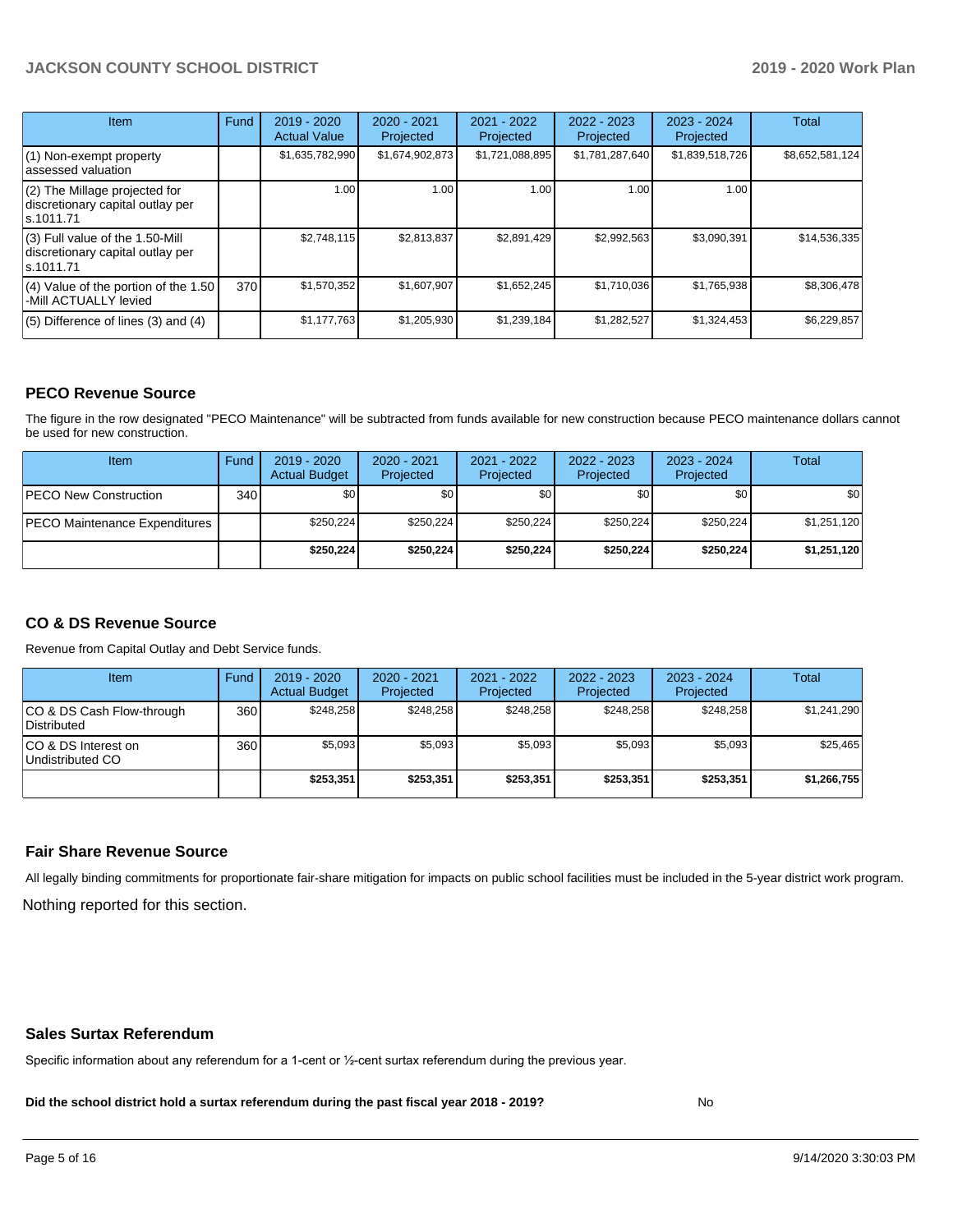| Item | Fund | 2019 - 2020 Actual Value | 2020 - 2021 Projected | 2021 - 2022 Projected | 2022 - 2023 Projected | 2023 - 2024 Projected | Total |
|---|---|---|---|---|---|---|---|
| (1) Non-exempt property assessed valuation | | $1,635,782,990 | $1,674,902,873 | $1,721,088,895 | $1,781,287,640 | $1,839,518,726 | $8,652,581,124 |
| (2) The Millage projected for discretionary capital outlay per s.1011.71 | | 1.00 | 1.00 | 1.00 | 1.00 | 1.00 | |
| (3) Full value of the 1.50-Mill discretionary capital outlay per s.1011.71 | | $2,748,115 | $2,813,837 | $2,891,429 | $2,992,563 | $3,090,391 | $14,536,335 |
| (4) Value of the portion of the 1.50 -Mill ACTUALLY levied | 370 | $1,570,352 | $1,607,907 | $1,652,245 | $1,710,036 | $1,765,938 | $8,306,478 |
| (5) Difference of lines (3) and (4) | | $1,177,763 | $1,205,930 | $1,239,184 | $1,282,527 | $1,324,453 | $6,229,857 |

## PECO Revenue Source

The figure in the row designated "PECO Maintenance" will be subtracted from funds available for new construction because PECO maintenance dollars cannot be used for new construction.

| Item | Fund | 2019 - 2020 Actual Budget | 2020 - 2021 Projected | 2021 - 2022 Projected | 2022 - 2023 Projected | 2023 - 2024 Projected | Total |
|---|---|---|---|---|---|---|---|
| PECO New Construction | 340 | $0 | $0 | $0 | $0 | $0 | $0 |
| PECO Maintenance Expenditures | | $250,224 | $250,224 | $250,224 | $250,224 | $250,224 | $1,251,120 |
| | | **$250,224** | **$250,224** | **$250,224** | **$250,224** | **$250,224** | **$1,251,120** |

## CO & DS Revenue Source

Revenue from Capital Outlay and Debt Service funds.

| Item | Fund | 2019 - 2020 Actual Budget | 2020 - 2021 Projected | 2021 - 2022 Projected | 2022 - 2023 Projected | 2023 - 2024 Projected | Total |
|---|---|---|---|---|---|---|---|
| CO & DS Cash Flow-through Distributed | 360 | $248,258 | $248,258 | $248,258 | $248,258 | $248,258 | $1,241,290 |
| CO & DS Interest on Undistributed CO | 360 | $5,093 | $5,093 | $5,093 | $5,093 | $5,093 | $25,465 |
| | | **$253,351** | **$253,351** | **$253,351** | **$253,351** | **$253,351** | **$1,266,755** |

## Fair Share Revenue Source

All legally binding commitments for proportionate fair-share mitigation for impacts on public school facilities must be included in the 5-year district work program.

Nothing reported for this section.

## Sales Surtax Referendum

Specific information about any referendum for a 1-cent or ½-cent surtax referendum during the previous year.

**Did the school district hold a surtax referendum during the past fiscal year 2018 - 2019?** No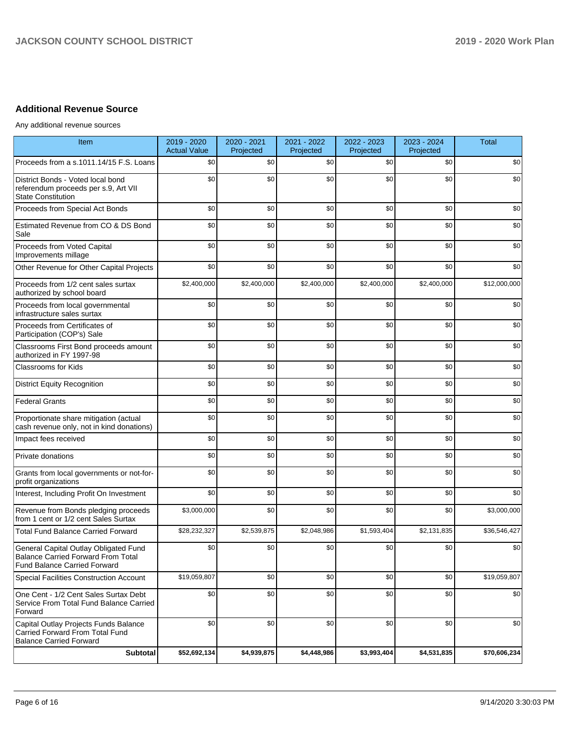## Additional Revenue Source

Any additional revenue sources

| Item | 2019 - 2020 Actual Value | 2020 - 2021 Projected | 2021 - 2022 Projected | 2022 - 2023 Projected | 2023 - 2024 Projected | Total |
|---|---|---|---|---|---|---|
| Proceeds from a s.1011.14/15 F.S. Loans | $0 | $0 | $0 | $0 | $0 | $0 |
| District Bonds - Voted local bond referendum proceeds per s.9, Art VII State Constitution | $0 | $0 | $0 | $0 | $0 | $0 |
| Proceeds from Special Act Bonds | $0 | $0 | $0 | $0 | $0 | $0 |
| Estimated Revenue from CO & DS Bond Sale | $0 | $0 | $0 | $0 | $0 | $0 |
| Proceeds from Voted Capital Improvements millage | $0 | $0 | $0 | $0 | $0 | $0 |
| Other Revenue for Other Capital Projects | $0 | $0 | $0 | $0 | $0 | $0 |
| Proceeds from 1/2 cent sales surtax authorized by school board | $2,400,000 | $2,400,000 | $2,400,000 | $2,400,000 | $2,400,000 | $12,000,000 |
| Proceeds from local governmental infrastructure sales surtax | $0 | $0 | $0 | $0 | $0 | $0 |
| Proceeds from Certificates of Participation (COP's) Sale | $0 | $0 | $0 | $0 | $0 | $0 |
| Classrooms First Bond proceeds amount authorized in FY 1997-98 | $0 | $0 | $0 | $0 | $0 | $0 |
| Classrooms for Kids | $0 | $0 | $0 | $0 | $0 | $0 |
| District Equity Recognition | $0 | $0 | $0 | $0 | $0 | $0 |
| Federal Grants | $0 | $0 | $0 | $0 | $0 | $0 |
| Proportionate share mitigation (actual cash revenue only, not in kind donations) | $0 | $0 | $0 | $0 | $0 | $0 |
| Impact fees received | $0 | $0 | $0 | $0 | $0 | $0 |
| Private donations | $0 | $0 | $0 | $0 | $0 | $0 |
| Grants from local governments or not-for-profit organizations | $0 | $0 | $0 | $0 | $0 | $0 |
| Interest, Including Profit On Investment | $0 | $0 | $0 | $0 | $0 | $0 |
| Revenue from Bonds pledging proceeds from 1 cent or 1/2 cent Sales Surtax | $3,000,000 | $0 | $0 | $0 | $0 | $3,000,000 |
| Total Fund Balance Carried Forward | $28,232,327 | $2,539,875 | $2,048,986 | $1,593,404 | $2,131,835 | $36,546,427 |
| General Capital Outlay Obligated Fund Balance Carried Forward From Total Fund Balance Carried Forward | $0 | $0 | $0 | $0 | $0 | $0 |
| Special Facilities Construction Account | $19,059,807 | $0 | $0 | $0 | $0 | $19,059,807 |
| One Cent - 1/2 Cent Sales Surtax Debt Service From Total Fund Balance Carried Forward | $0 | $0 | $0 | $0 | $0 | $0 |
| Capital Outlay Projects Funds Balance Carried Forward From Total Fund Balance Carried Forward | $0 | $0 | $0 | $0 | $0 | $0 |
| **Subtotal** | **$52,692,134** | **$4,939,875** | **$4,448,986** | **$3,993,404** | **$4,531,835** | **$70,606,234** |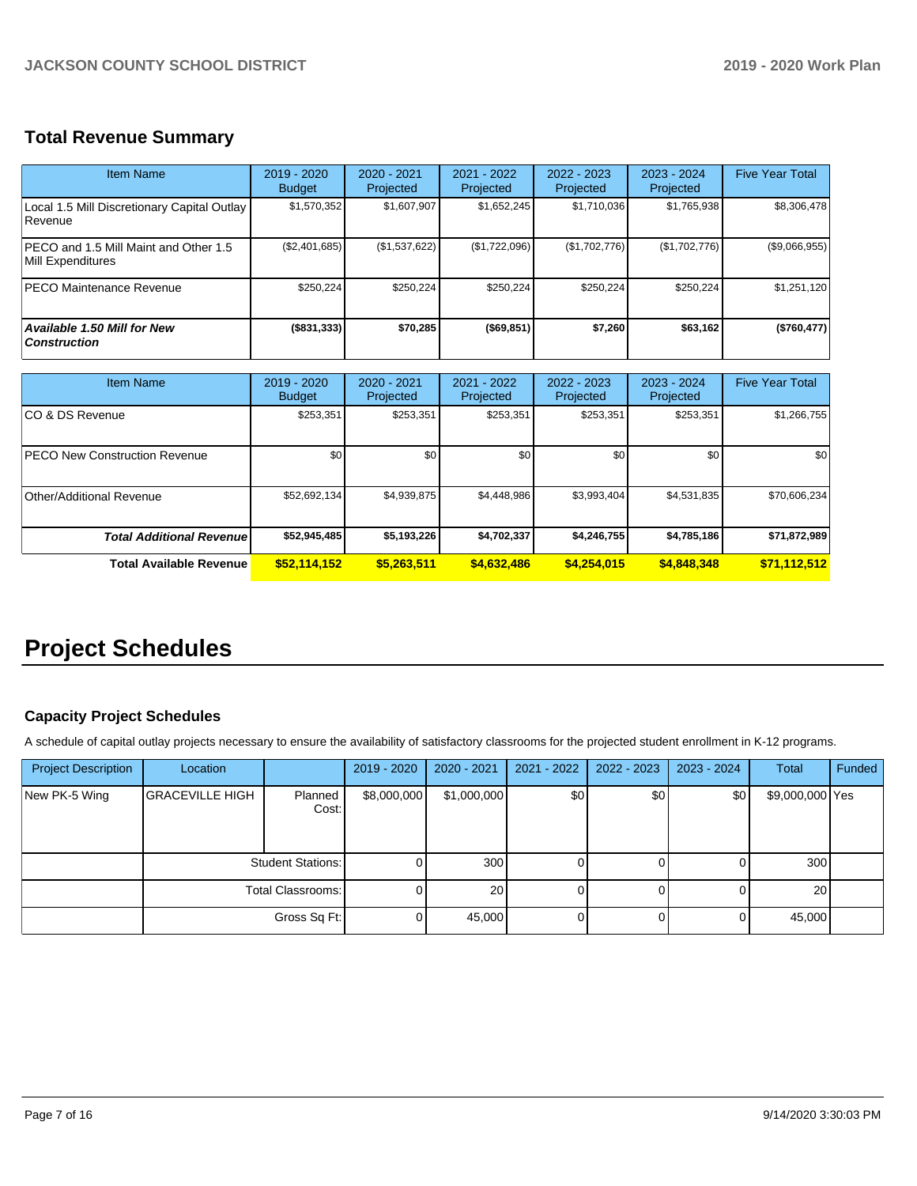## Total Revenue Summary

| Item Name | 2019 - 2020 Budget | 2020 - 2021 Projected | 2021 - 2022 Projected | 2022 - 2023 Projected | 2023 - 2024 Projected | Five Year Total |
|---|---|---|---|---|---|---|
| Local 1.5 Mill Discretionary Capital Outlay Revenue | $1,570,352 | $1,607,907 | $1,652,245 | $1,710,036 | $1,765,938 | $8,306,478 |
| PECO and 1.5 Mill Maint and Other 1.5 Mill Expenditures | ($2,401,685) | ($1,537,622) | ($1,722,096) | ($1,702,776) | ($1,702,776) | ($9,066,955) |
| PECO Maintenance Revenue | $250,224 | $250,224 | $250,224 | $250,224 | $250,224 | $1,251,120 |
| ***Available 1.50 Mill for New Construction*** | **($831,333)** | **$70,285** | **($69,851)** | **$7,260** | **$63,162** | **($760,477)** |

| Item Name | 2019 - 2020 Budget | 2020 - 2021 Projected | 2021 - 2022 Projected | 2022 - 2023 Projected | 2023 - 2024 Projected | Five Year Total |
|---|---|---|---|---|---|---|
| CO & DS Revenue | $253,351 | $253,351 | $253,351 | $253,351 | $253,351 | $1,266,755 |
| PECO New Construction Revenue | $0 | $0 | $0 | $0 | $0 | $0 |
| Other/Additional Revenue | $52,692,134 | $4,939,875 | $4,448,986 | $3,993,404 | $4,531,835 | $70,606,234 |
| ***Total Additional Revenue*** | **$52,945,485** | **$5,193,226** | **$4,702,337** | **$4,246,755** | **$4,785,186** | **$71,872,989** |
| **Total Available Revenue** | **$52,114,152** | **$5,263,511** | **$4,632,486** | **$4,254,015** | **$4,848,348** | **$71,112,512** |

# Project Schedules

### Capacity Project Schedules

A schedule of capital outlay projects necessary to ensure the availability of satisfactory classrooms for the projected student enrollment in K-12 programs.

| Project Description | Location | | 2019 - 2020 | 2020 - 2021 | 2021 - 2022 | 2022 - 2023 | 2023 - 2024 | Total | Funded |
|---|---|---|---|---|---|---|---|---|---|
| New PK-5 Wing | GRACEVILLE HIGH | Planned Cost: | $8,000,000 | $1,000,000 | $0 | $0 | $0 | $9,000,000 | Yes |
| | | Student Stations: | 0 | 300 | 0 | 0 | 0 | 300 | |
| | | Total Classrooms: | 0 | 20 | 0 | 0 | 0 | 20 | |
| | | Gross Sq Ft: | 0 | 45,000 | 0 | 0 | 0 | 45,000 | |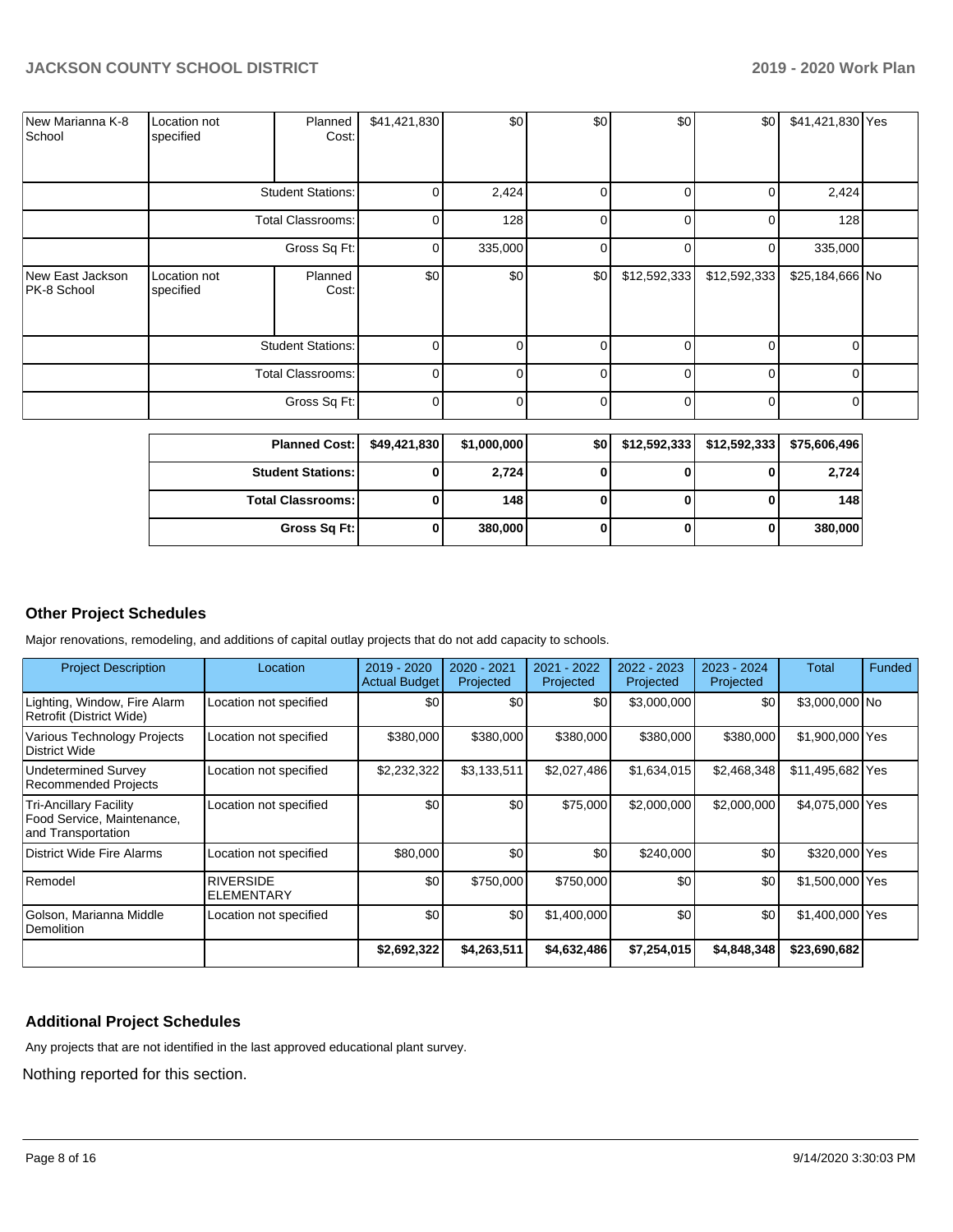| | | | | | | | | | |
|---|---|---|---|---|---|---|---|---|---|
| New Marianna K-8 School | Location not specified | Planned Cost: | $41,421,830 | $0 | $0 | $0 | $0 | $41,421,830 | Yes |
| | Student Stations: | | 0 | 2,424 | 0 | 0 | 0 | 2,424 | |
| | Total Classrooms: | | 0 | 128 | 0 | 0 | 0 | 128 | |
| | Gross Sq Ft: | | 0 | 335,000 | 0 | 0 | 0 | 335,000 | |
| New East Jackson PK-8 School | Location not specified | Planned Cost: | $0 | $0 | $0 | $12,592,333 | $12,592,333 | $25,184,666 | No |
| | Student Stations: | | 0 | 0 | 0 | 0 | 0 | 0 | |
| | Total Classrooms: | | 0 | 0 | 0 | 0 | 0 | 0 | |
| | Gross Sq Ft: | | 0 | 0 | 0 | 0 | 0 | 0 | |

| | | | | | | |
|---|---|---|---|---|---|---|
| **Planned Cost:** | **$49,421,830** | **$1,000,000** | **$0** | **$12,592,333** | **$12,592,333** | **$75,606,496** |
| **Student Stations:** | **0** | **2,724** | **0** | **0** | **0** | **2,724** |
| **Total Classrooms:** | **0** | **148** | **0** | **0** | **0** | **148** |
| **Gross Sq Ft:** | **0** | **380,000** | **0** | **0** | **0** | **380,000** |

## Other Project Schedules

Major renovations, remodeling, and additions of capital outlay projects that do not add capacity to schools.

| Project Description | Location | 2019 - 2020 Actual Budget | 2020 - 2021 Projected | 2021 - 2022 Projected | 2022 - 2023 Projected | 2023 - 2024 Projected | Total | Funded |
|---|---|---|---|---|---|---|---|---|
| Lighting, Window, Fire Alarm Retrofit (District Wide) | Location not specified | $0 | $0 | $0 | $3,000,000 | $0 | $3,000,000 | No |
| Various Technology Projects District Wide | Location not specified | $380,000 | $380,000 | $380,000 | $380,000 | $380,000 | $1,900,000 | Yes |
| Undetermined Survey Recommended Projects | Location not specified | $2,232,322 | $3,133,511 | $2,027,486 | $1,634,015 | $2,468,348 | $11,495,682 | Yes |
| Tri-Ancillary Facility Food Service, Maintenance, and Transportation | Location not specified | $0 | $0 | $75,000 | $2,000,000 | $2,000,000 | $4,075,000 | Yes |
| District Wide Fire Alarms | Location not specified | $80,000 | $0 | $0 | $240,000 | $0 | $320,000 | Yes |
| Remodel | RIVERSIDE ELEMENTARY | $0 | $750,000 | $750,000 | $0 | $0 | $1,500,000 | Yes |
| Golson, Marianna Middle Demolition | Location not specified | $0 | $0 | $1,400,000 | $0 | $0 | $1,400,000 | Yes |
| | | **$2,692,322** | **$4,263,511** | **$4,632,486** | **$7,254,015** | **$4,848,348** | **$23,690,682** | |

## Additional Project Schedules

Any projects that are not identified in the last approved educational plant survey.

Nothing reported for this section.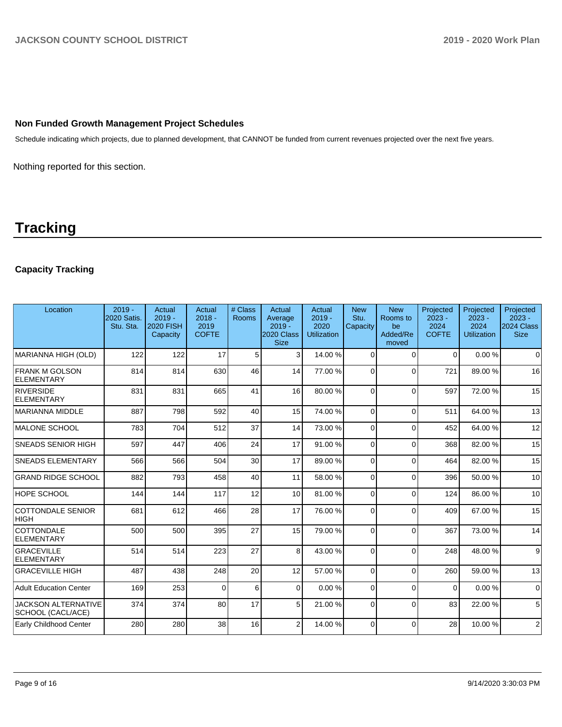### Non Funded Growth Management Project Schedules

Schedule indicating which projects, due to planned development, that CANNOT be funded from current revenues projected over the next five years.

Nothing reported for this section.

# Tracking

### Capacity Tracking

| Location | 2019 - 2020 Satis. Stu. Sta. | Actual 2019 - 2020 FISH Capacity | Actual 2018 - 2019 COFTE | # Class Rooms | Actual Average 2019 - 2020 Class Size | Actual 2019 - 2020 Utilization | New Stu. Capacity | New Rooms to be Added/Removed | Projected 2023 - 2024 COFTE | Projected 2023 - 2024 Utilization | Projected 2023 - 2024 Class Size |
|---|---|---|---|---|---|---|---|---|---|---|---|
| MARIANNA HIGH (OLD) | 122 | 122 | 17 | 5 | 3 | 14.00 % | 0 | 0 | 0 | 0.00 % | 0 |
| FRANK M GOLSON ELEMENTARY | 814 | 814 | 630 | 46 | 14 | 77.00 % | 0 | 0 | 721 | 89.00 % | 16 |
| RIVERSIDE ELEMENTARY | 831 | 831 | 665 | 41 | 16 | 80.00 % | 0 | 0 | 597 | 72.00 % | 15 |
| MARIANNA MIDDLE | 887 | 798 | 592 | 40 | 15 | 74.00 % | 0 | 0 | 511 | 64.00 % | 13 |
| MALONE SCHOOL | 783 | 704 | 512 | 37 | 14 | 73.00 % | 0 | 0 | 452 | 64.00 % | 12 |
| SNEADS SENIOR HIGH | 597 | 447 | 406 | 24 | 17 | 91.00 % | 0 | 0 | 368 | 82.00 % | 15 |
| SNEADS ELEMENTARY | 566 | 566 | 504 | 30 | 17 | 89.00 % | 0 | 0 | 464 | 82.00 % | 15 |
| GRAND RIDGE SCHOOL | 882 | 793 | 458 | 40 | 11 | 58.00 % | 0 | 0 | 396 | 50.00 % | 10 |
| HOPE SCHOOL | 144 | 144 | 117 | 12 | 10 | 81.00 % | 0 | 0 | 124 | 86.00 % | 10 |
| COTTONDALE SENIOR HIGH | 681 | 612 | 466 | 28 | 17 | 76.00 % | 0 | 0 | 409 | 67.00 % | 15 |
| COTTONDALE ELEMENTARY | 500 | 500 | 395 | 27 | 15 | 79.00 % | 0 | 0 | 367 | 73.00 % | 14 |
| GRACEVILLE ELEMENTARY | 514 | 514 | 223 | 27 | 8 | 43.00 % | 0 | 0 | 248 | 48.00 % | 9 |
| GRACEVILLE HIGH | 487 | 438 | 248 | 20 | 12 | 57.00 % | 0 | 0 | 260 | 59.00 % | 13 |
| Adult Education Center | 169 | 253 | 0 | 6 | 0 | 0.00 % | 0 | 0 | 0 | 0.00 % | 0 |
| JACKSON ALTERNATIVE SCHOOL (CACL/ACE) | 374 | 374 | 80 | 17 | 5 | 21.00 % | 0 | 0 | 83 | 22.00 % | 5 |
| Early Childhood Center | 280 | 280 | 38 | 16 | 2 | 14.00 % | 0 | 0 | 28 | 10.00 % | 2 |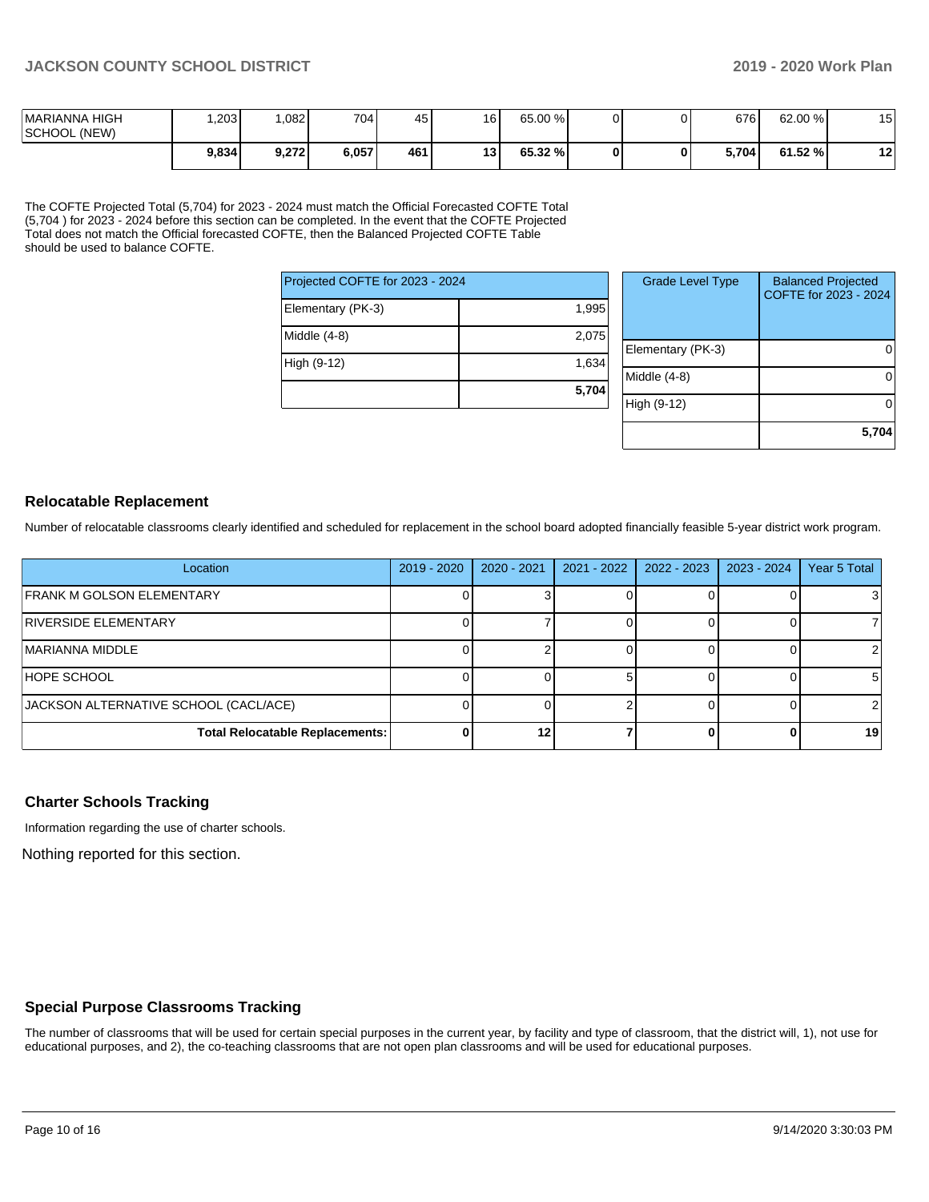| MARIANNA HIGH SCHOOL (NEW) | 1,203 | 1,082 | 704 | 45 | 16 | 65.00 % | 0 | 0 | 676 | 62.00 % | 15 |
|---|---|---|---|---|---|---|---|---|---|---|---|
| | **9,834** | **9,272** | **6,057** | **461** | **13** | **65.32 %** | **0** | **0** | **5,704** | **61.52 %** | **12** |

The COFTE Projected Total (5,704) for 2023 - 2024 must match the Official Forecasted COFTE Total (5,704 ) for 2023 - 2024 before this section can be completed. In the event that the COFTE Projected Total does not match the Official forecasted COFTE, then the Balanced Projected COFTE Table should be used to balance COFTE.

| Projected COFTE for 2023 - 2024 | |
|---|---|
| Elementary (PK-3) | 1,995 |
| Middle (4-8) | 2,075 |
| High (9-12) | 1,634 |
| | **5,704** |

| Grade Level Type | Balanced Projected COFTE for 2023 - 2024 |
|---|---|
| Elementary (PK-3) | 0 |
| Middle (4-8) | 0 |
| High (9-12) | 0 |
| | **5,704** |

## Relocatable Replacement

Number of relocatable classrooms clearly identified and scheduled for replacement in the school board adopted financially feasible 5-year district work program.

| Location | 2019 - 2020 | 2020 - 2021 | 2021 - 2022 | 2022 - 2023 | 2023 - 2024 | Year 5 Total |
|---|---|---|---|---|---|---|
| FRANK M GOLSON ELEMENTARY | 0 | 3 | 0 | 0 | 0 | 3 |
| RIVERSIDE ELEMENTARY | 0 | 7 | 0 | 0 | 0 | 7 |
| MARIANNA MIDDLE | 0 | 2 | 0 | 0 | 0 | 2 |
| HOPE SCHOOL | 0 | 0 | 5 | 0 | 0 | 5 |
| JACKSON ALTERNATIVE SCHOOL (CACL/ACE) | 0 | 0 | 2 | 0 | 0 | 2 |
| **Total Relocatable Replacements:** | **0** | **12** | **7** | **0** | **0** | **19** |

## Charter Schools Tracking

Information regarding the use of charter schools.

Nothing reported for this section.

## Special Purpose Classrooms Tracking

The number of classrooms that will be used for certain special purposes in the current year, by facility and type of classroom, that the district will, 1), not use for educational purposes, and 2), the co-teaching classrooms that are not open plan classrooms and will be used for educational purposes.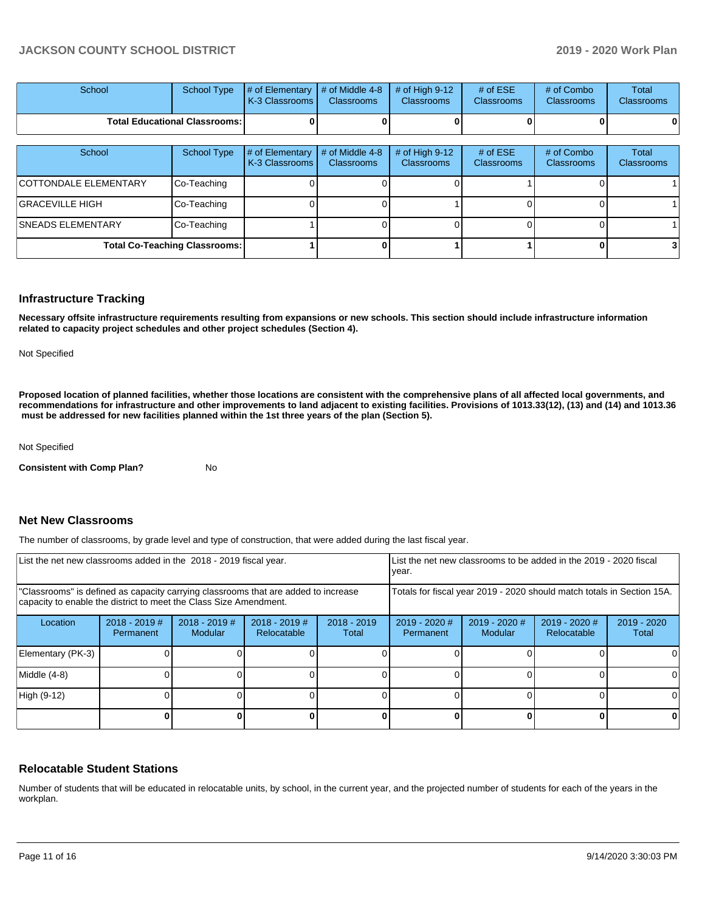| School | School Type | # of Elementary K-3 Classrooms | # of Middle 4-8 Classrooms | # of High 9-12 Classrooms | # of ESE Classrooms | # of Combo Classrooms | Total Classrooms |
|---|---|---|---|---|---|---|---|
| Total Educational Classrooms: | | 0 | 0 | 0 | 0 | 0 | 0 |

| School | School Type | # of Elementary K-3 Classrooms | # of Middle 4-8 Classrooms | # of High 9-12 Classrooms | # of ESE Classrooms | # of Combo Classrooms | Total Classrooms |
|---|---|---|---|---|---|---|---|
| COTTONDALE ELEMENTARY | Co-Teaching | 0 | 0 | 0 | 1 | 0 | 1 |
| GRACEVILLE HIGH | Co-Teaching | 0 | 0 | 1 | 0 | 0 | 1 |
| SNEADS ELEMENTARY | Co-Teaching | 1 | 0 | 0 | 0 | 0 | 1 |
| Total Co-Teaching Classrooms: | | 1 | 0 | 1 | 1 | 0 | 3 |

## Infrastructure Tracking

**Necessary offsite infrastructure requirements resulting from expansions or new schools. This section should include infrastructure information related to capacity project schedules and other project schedules (Section 4).**

Not Specified

**Proposed location of planned facilities, whether those locations are consistent with the comprehensive plans of all affected local governments, and recommendations for infrastructure and other improvements to land adjacent to existing facilities. Provisions of 1013.33(12), (13) and (14) and 1013.36 must be addressed for new facilities planned within the 1st three years of the plan (Section 5).**

Not Specified

**Consistent with Comp Plan?** No

## Net New Classrooms

The number of classrooms, by grade level and type of construction, that were added during the last fiscal year.

| List the net new classrooms added in the 2018 - 2019 fiscal year. | | | | | List the net new classrooms to be added in the 2019 - 2020 fiscal year. | | | |
|---|---|---|---|---|---|---|---|---|
| "Classrooms" is defined as capacity carrying classrooms that are added to increase capacity to enable the district to meet the Class Size Amendment. | | | | | Totals for fiscal year 2019 - 2020 should match totals in Section 15A. | | | |
| Location | 2018 - 2019 # Permanent | 2018 - 2019 # Modular | 2018 - 2019 # Relocatable | 2018 - 2019 Total | 2019 - 2020 # Permanent | 2019 - 2020 # Modular | 2019 - 2020 # Relocatable | 2019 - 2020 Total |
| Elementary (PK-3) | 0 | 0 | 0 | 0 | 0 | 0 | 0 | 0 |
| Middle (4-8) | 0 | 0 | 0 | 0 | 0 | 0 | 0 | 0 |
| High (9-12) | 0 | 0 | 0 | 0 | 0 | 0 | 0 | 0 |
| | 0 | 0 | 0 | 0 | 0 | 0 | 0 | 0 |

## Relocatable Student Stations

Number of students that will be educated in relocatable units, by school, in the current year, and the projected number of students for each of the years in the workplan.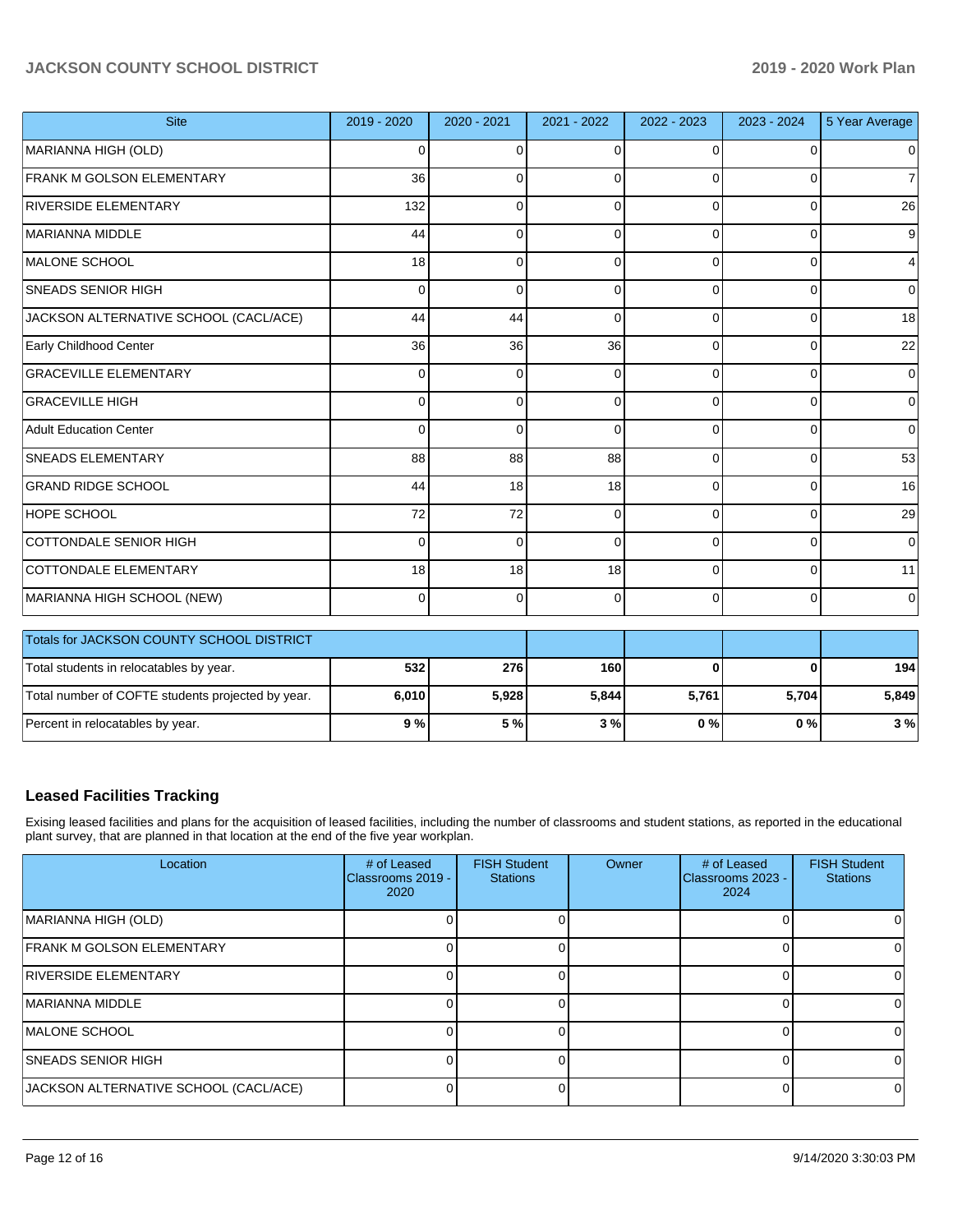| Site | 2019 - 2020 | 2020 - 2021 | 2021 - 2022 | 2022 - 2023 | 2023 - 2024 | 5 Year Average |
|---|---|---|---|---|---|---|
| MARIANNA HIGH (OLD) | 0 | 0 | 0 | 0 | 0 | 0 |
| FRANK M GOLSON ELEMENTARY | 36 | 0 | 0 | 0 | 0 | 7 |
| RIVERSIDE ELEMENTARY | 132 | 0 | 0 | 0 | 0 | 26 |
| MARIANNA MIDDLE | 44 | 0 | 0 | 0 | 0 | 9 |
| MALONE SCHOOL | 18 | 0 | 0 | 0 | 0 | 4 |
| SNEADS SENIOR HIGH | 0 | 0 | 0 | 0 | 0 | 0 |
| JACKSON ALTERNATIVE SCHOOL (CACL/ACE) | 44 | 44 | 0 | 0 | 0 | 18 |
| Early Childhood Center | 36 | 36 | 36 | 0 | 0 | 22 |
| GRACEVILLE ELEMENTARY | 0 | 0 | 0 | 0 | 0 | 0 |
| GRACEVILLE HIGH | 0 | 0 | 0 | 0 | 0 | 0 |
| Adult Education Center | 0 | 0 | 0 | 0 | 0 | 0 |
| SNEADS ELEMENTARY | 88 | 88 | 88 | 0 | 0 | 53 |
| GRAND RIDGE SCHOOL | 44 | 18 | 18 | 0 | 0 | 16 |
| HOPE SCHOOL | 72 | 72 | 0 | 0 | 0 | 29 |
| COTTONDALE SENIOR HIGH | 0 | 0 | 0 | 0 | 0 | 0 |
| COTTONDALE ELEMENTARY | 18 | 18 | 18 | 0 | 0 | 11 |
| MARIANNA HIGH SCHOOL (NEW) | 0 | 0 | 0 | 0 | 0 | 0 |

| Totals for JACKSON COUNTY SCHOOL DISTRICT | | | | | | |
|---|---|---|---|---|---|---|
| Total students in relocatables by year. | **532** | **276** | **160** | **0** | **0** | **194** |
| Total number of COFTE students projected by year. | **6,010** | **5,928** | **5,844** | **5,761** | **5,704** | **5,849** |
| Percent in relocatables by year. | **9 %** | **5 %** | **3 %** | **0 %** | **0 %** | **3 %** |

## Leased Facilities Tracking

Exising leased facilities and plans for the acquisition of leased facilities, including the number of classrooms and student stations, as reported in the educational plant survey, that are planned in that location at the end of the five year workplan.

| Location | # of Leased Classrooms 2019 - 2020 | FISH Student Stations | Owner | # of Leased Classrooms 2023 - 2024 | FISH Student Stations |
|---|---|---|---|---|---|
| MARIANNA HIGH (OLD) | 0 | 0 | | 0 | 0 |
| FRANK M GOLSON ELEMENTARY | 0 | 0 | | 0 | 0 |
| RIVERSIDE ELEMENTARY | 0 | 0 | | 0 | 0 |
| MARIANNA MIDDLE | 0 | 0 | | 0 | 0 |
| MALONE SCHOOL | 0 | 0 | | 0 | 0 |
| SNEADS SENIOR HIGH | 0 | 0 | | 0 | 0 |
| JACKSON ALTERNATIVE SCHOOL (CACL/ACE) | 0 | 0 | | 0 | 0 |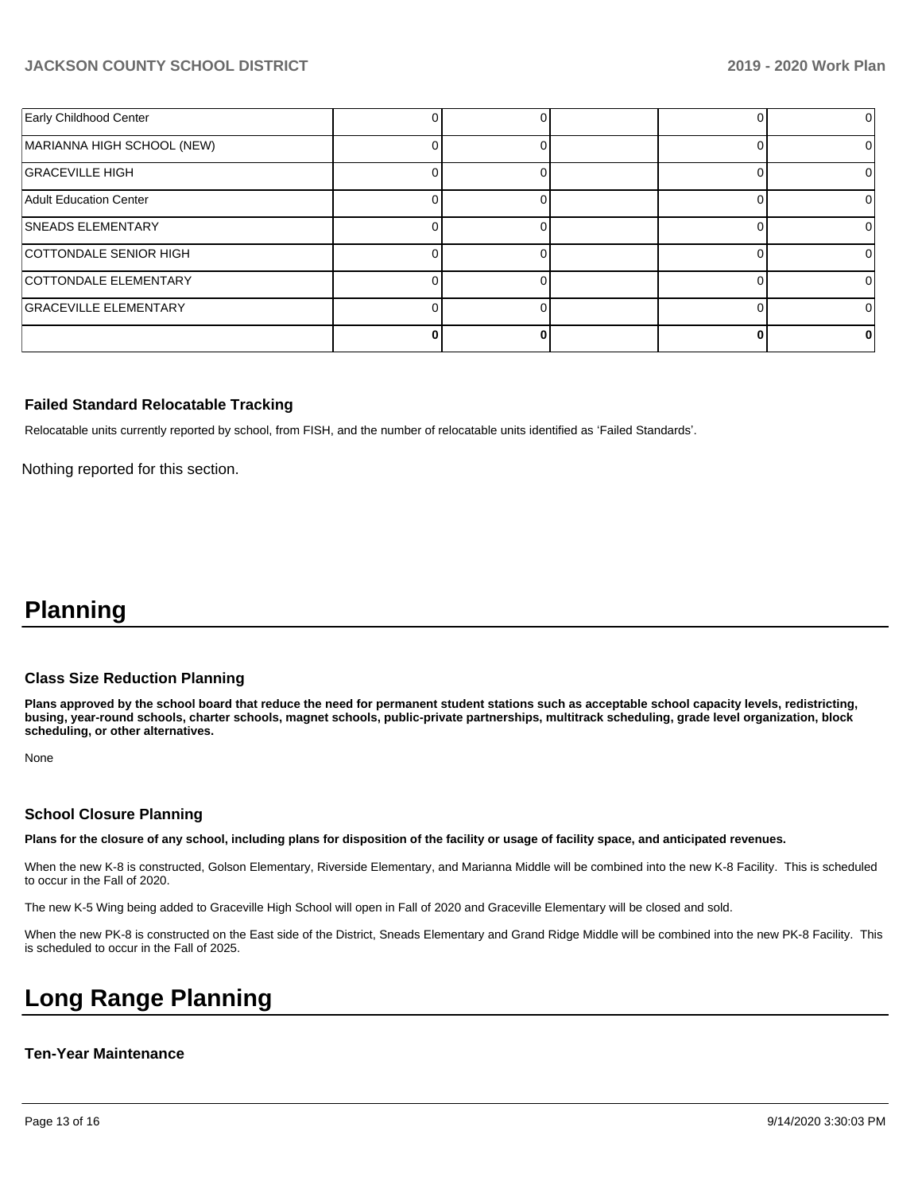| | | | | | |
|---|---|---|---|---|---|
| Early Childhood Center | 0 | 0 | | 0 | 0 |
| MARIANNA HIGH SCHOOL (NEW) | 0 | 0 | | 0 | 0 |
| GRACEVILLE HIGH | 0 | 0 | | 0 | 0 |
| Adult Education Center | 0 | 0 | | 0 | 0 |
| SNEADS ELEMENTARY | 0 | 0 | | 0 | 0 |
| COTTONDALE SENIOR HIGH | 0 | 0 | | 0 | 0 |
| COTTONDALE ELEMENTARY | 0 | 0 | | 0 | 0 |
| GRACEVILLE ELEMENTARY | 0 | 0 | | 0 | 0 |
| | **0** | **0** | | **0** | **0** |

### Failed Standard Relocatable Tracking

Relocatable units currently reported by school, from FISH, and the number of relocatable units identified as 'Failed Standards'.

Nothing reported for this section.

# Planning

### Class Size Reduction Planning

**Plans approved by the school board that reduce the need for permanent student stations such as acceptable school capacity levels, redistricting, busing, year-round schools, charter schools, magnet schools, public-private partnerships, multitrack scheduling, grade level organization, block scheduling, or other alternatives.**

None

### School Closure Planning

**Plans for the closure of any school, including plans for disposition of the facility or usage of facility space, and anticipated revenues.**

When the new K-8 is constructed, Golson Elementary, Riverside Elementary, and Marianna Middle will be combined into the new K-8 Facility. This is scheduled to occur in the Fall of 2020.

The new K-5 Wing being added to Graceville High School will open in Fall of 2020 and Graceville Elementary will be closed and sold.

When the new PK-8 is constructed on the East side of the District, Sneads Elementary and Grand Ridge Middle will be combined into the new PK-8 Facility. This is scheduled to occur in the Fall of 2025.

# Long Range Planning

### Ten-Year Maintenance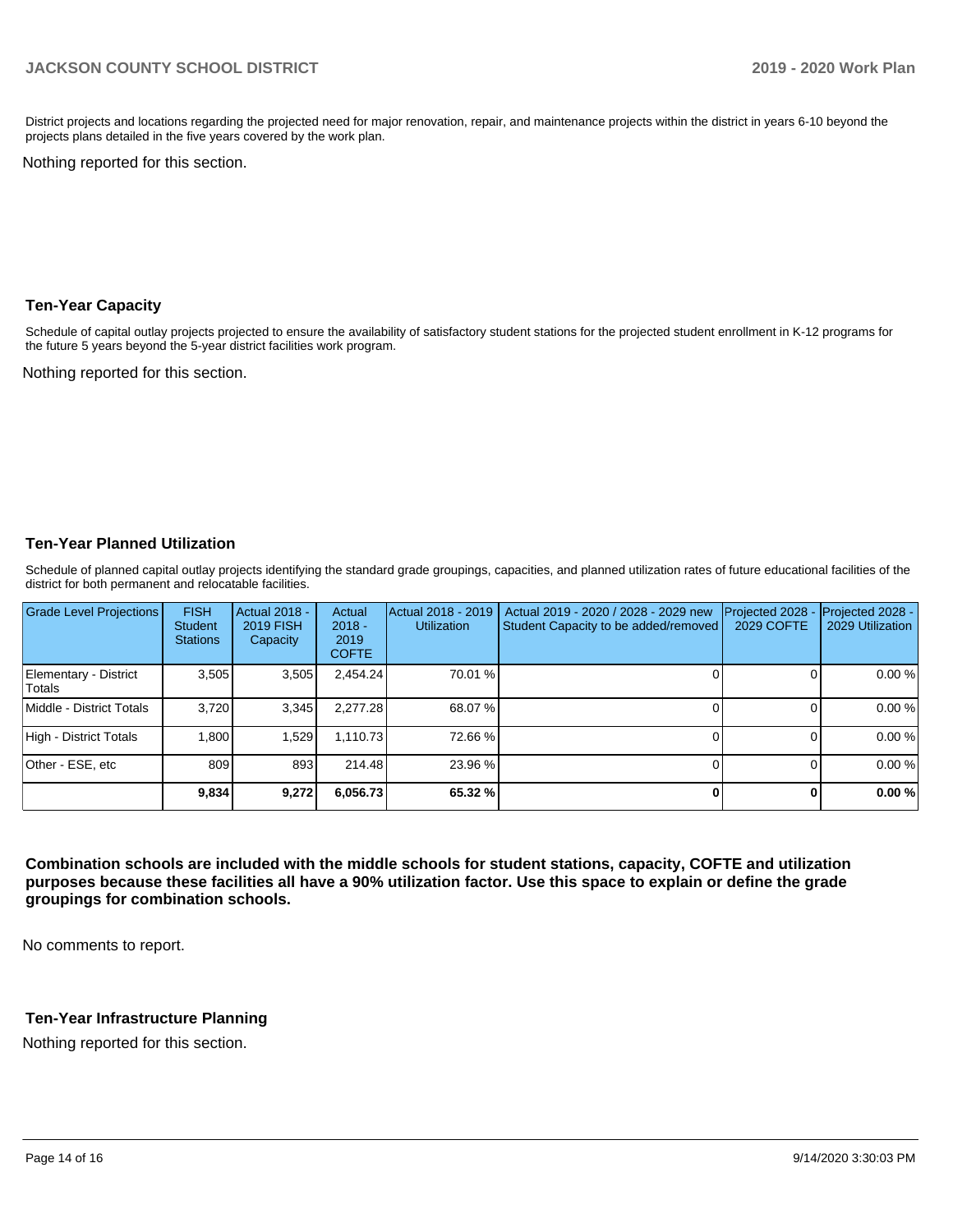District projects and locations regarding the projected need for major renovation, repair, and maintenance projects within the district in years 6-10 beyond the projects plans detailed in the five years covered by the work plan.

Nothing reported for this section.

## Ten-Year Capacity

Schedule of capital outlay projects projected to ensure the availability of satisfactory student stations for the projected student enrollment in K-12 programs for the future 5 years beyond the 5-year district facilities work program.

Nothing reported for this section.

## Ten-Year Planned Utilization

Schedule of planned capital outlay projects identifying the standard grade groupings, capacities, and planned utilization rates of future educational facilities of the district for both permanent and relocatable facilities.

| Grade Level Projections | FISH Student Stations | Actual 2018 - 2019 FISH Capacity | Actual 2018 - 2019 COFTE | Actual 2018 - 2019 Utilization | Actual 2019 - 2020 / 2028 - 2029 new Student Capacity to be added/removed | Projected 2028 - 2029 COFTE | Projected 2028 - 2029 Utilization |
|---|---|---|---|---|---|---|---|
| Elementary - District Totals | 3,505 | 3,505 | 2,454.24 | 70.01 % | 0 | 0 | 0.00 % |
| Middle - District Totals | 3,720 | 3,345 | 2,277.28 | 68.07 % | 0 | 0 | 0.00 % |
| High - District Totals | 1,800 | 1,529 | 1,110.73 | 72.66 % | 0 | 0 | 0.00 % |
| Other - ESE, etc | 809 | 893 | 214.48 | 23.96 % | 0 | 0 | 0.00 % |
| | **9,834** | **9,272** | **6,056.73** | **65.32 %** | **0** | **0** | **0.00 %** |

**Combination schools are included with the middle schools for student stations, capacity, COFTE and utilization purposes because these facilities all have a 90% utilization factor. Use this space to explain or define the grade groupings for combination schools.**

No comments to report.

## Ten-Year Infrastructure Planning

Nothing reported for this section.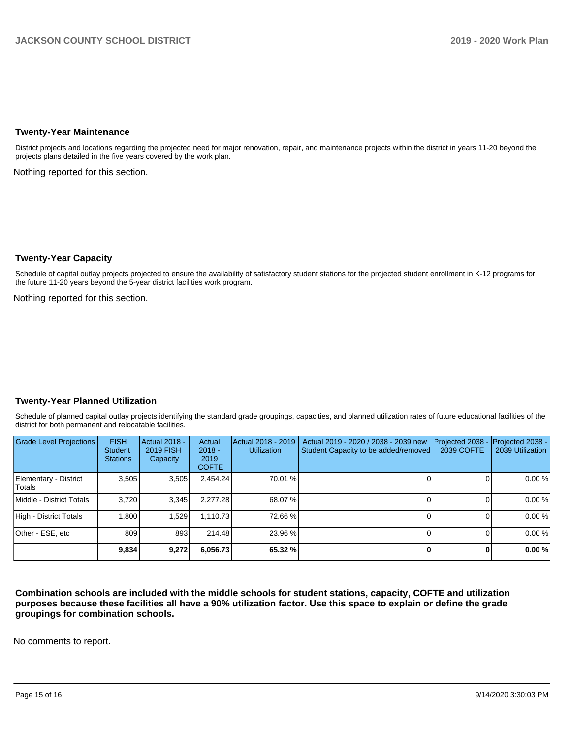### Twenty-Year Maintenance

District projects and locations regarding the projected need for major renovation, repair, and maintenance projects within the district in years 11-20 beyond the projects plans detailed in the five years covered by the work plan.

Nothing reported for this section.

### Twenty-Year Capacity

Schedule of capital outlay projects projected to ensure the availability of satisfactory student stations for the projected student enrollment in K-12 programs for the future 11-20 years beyond the 5-year district facilities work program.

Nothing reported for this section.

### Twenty-Year Planned Utilization

Schedule of planned capital outlay projects identifying the standard grade groupings, capacities, and planned utilization rates of future educational facilities of the district for both permanent and relocatable facilities.

| Grade Level Projections | FISH Student Stations | Actual 2018 - 2019 FISH Capacity | Actual 2018 - 2019 COFTE | Actual 2018 - 2019 Utilization | Actual 2019 - 2020 / 2038 - 2039 new Student Capacity to be added/removed | Projected 2038 - 2039 COFTE | Projected 2038 - 2039 Utilization |
|---|---|---|---|---|---|---|---|
| Elementary - District Totals | 3,505 | 3,505 | 2,454.24 | 70.01 % | 0 | 0 | 0.00 % |
| Middle - District Totals | 3,720 | 3,345 | 2,277.28 | 68.07 % | 0 | 0 | 0.00 % |
| High - District Totals | 1,800 | 1,529 | 1,110.73 | 72.66 % | 0 | 0 | 0.00 % |
| Other - ESE, etc | 809 | 893 | 214.48 | 23.96 % | 0 | 0 | 0.00 % |
| | **9,834** | **9,272** | **6,056.73** | **65.32 %** | **0** | **0** | **0.00 %** |

**Combination schools are included with the middle schools for student stations, capacity, COFTE and utilization purposes because these facilities all have a 90% utilization factor. Use this space to explain or define the grade groupings for combination schools.**

No comments to report.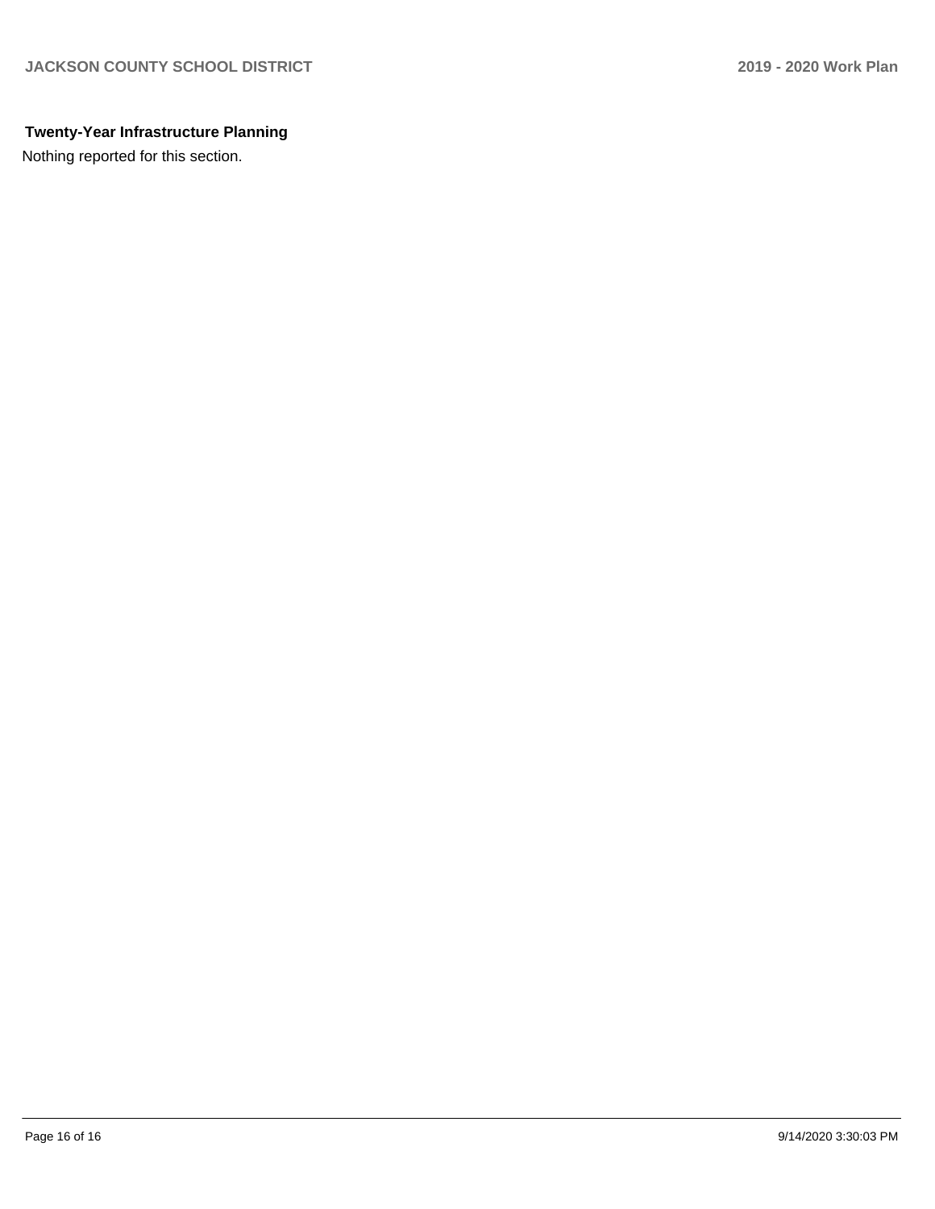## Twenty-Year Infrastructure Planning

Nothing reported for this section.